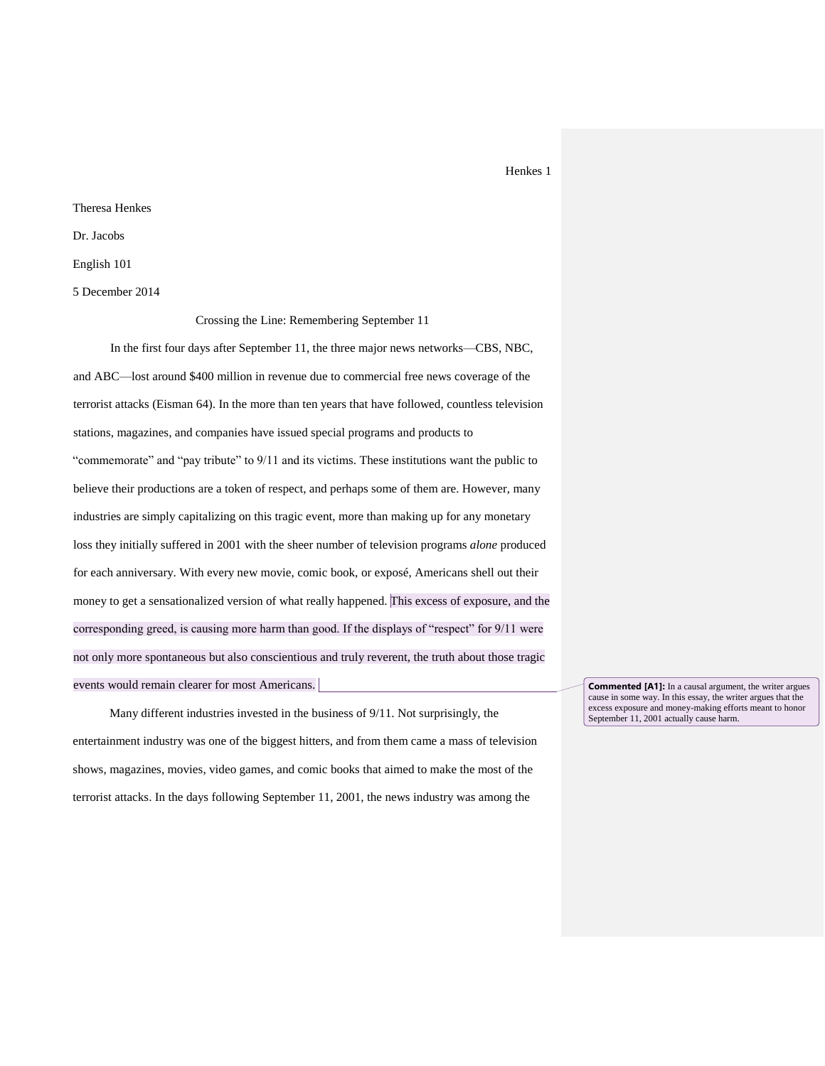Theresa Henkes

Dr. Jacobs

English 101

5 December 2014

Crossing the Line: Remembering September 11

In the first four days after September 11, the three major news networks—CBS, NBC, and ABC—lost around $400 million in revenue due to commercial free news coverage of the terrorist attacks (Eisman 64). In the more than ten years that have followed, countless television stations, magazines, and companies have issued special programs and products to “commemorate” and “pay tribute” to 9/11 and its victims. These institutions want the public to believe their productions are a token of respect, and perhaps some of them are. However, many industries are simply capitalizing on this tragic event, more than making up for any monetary loss they initially suffered in 2001 with the sheer number of television programs *alone* produced for each anniversary. With every new movie, comic book, or exposé, Americans shell out their money to get a sensationalized version of what really happened. This excess of exposure, and the corresponding greed, is causing more harm than good. If the displays of “respect” for 9/11 were not only more spontaneous but also conscientious and truly reverent, the truth about those tragic events would remain clearer for most Americans.

> **Commented [A1]:** In a causal argument, the writer argues cause in some way. In this essay, the writer argues that the excess exposure and money-making efforts meant to honor September 11, 2001 actually cause harm.

Many different industries invested in the business of 9/11. Not surprisingly, the entertainment industry was one of the biggest hitters, and from them came a mass of television shows, magazines, movies, video games, and comic books that aimed to make the most of the terrorist attacks. In the days following September 11, 2001, the news industry was among the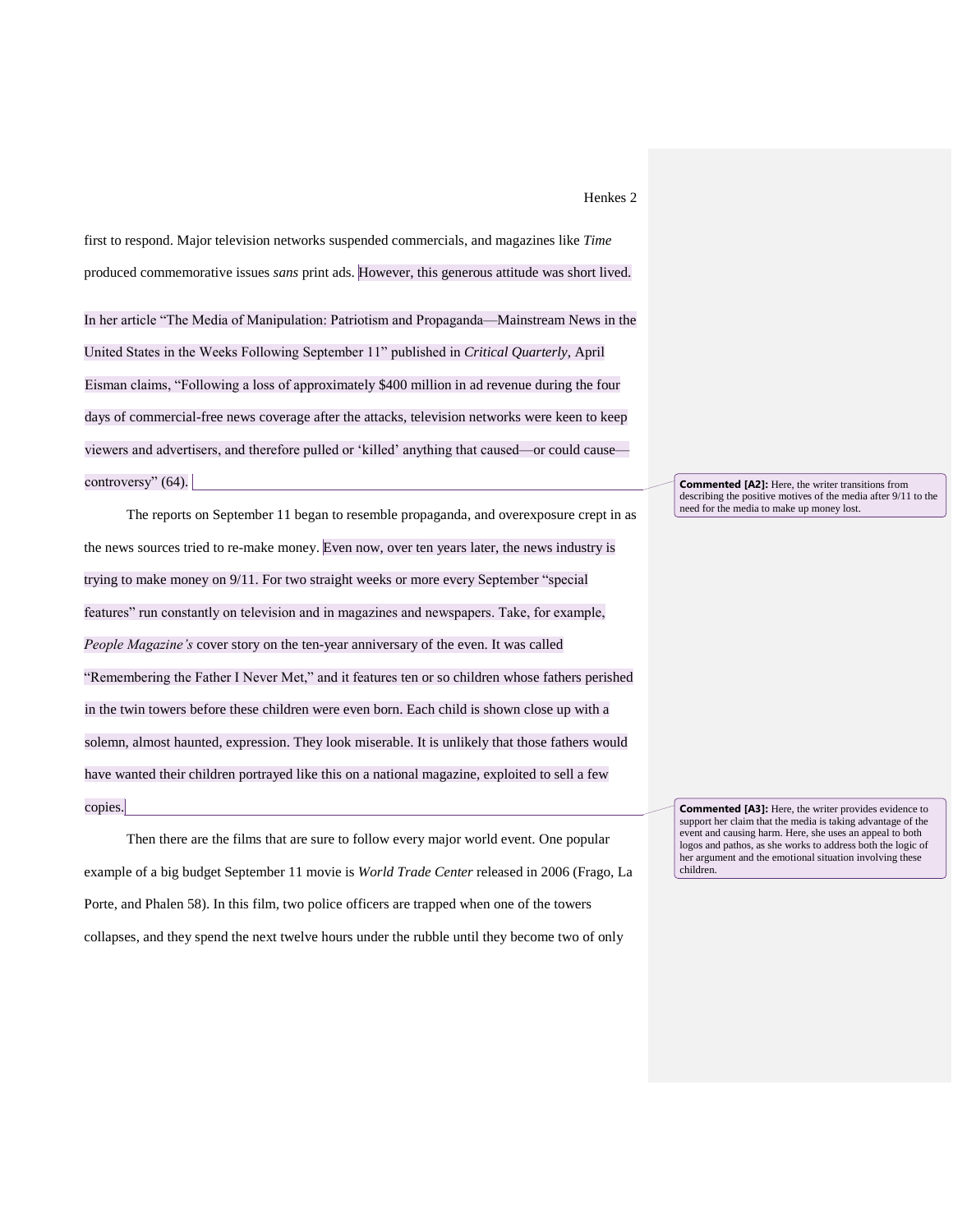first to respond. Major television networks suspended commercials, and magazines like *Time* produced commemorative issues *sans* print ads. However, this generous attitude was short lived. In her article "The Media of Manipulation: Patriotism and Propaganda—Mainstream News in the United States in the Weeks Following September 11" published in *Critical Quarterly*, April Eisman claims, "Following a loss of approximately $400 million in ad revenue during the four days of commercial-free news coverage after the attacks, television networks were keen to keep viewers and advertisers, and therefore pulled or 'killed' anything that caused—or could cause—controversy" (64).

The reports on September 11 began to resemble propaganda, and overexposure crept in as the news sources tried to re-make money. Even now, over ten years later, the news industry is trying to make money on 9/11. For two straight weeks or more every September "special features" run constantly on television and in magazines and newspapers. Take, for example, *People Magazine's* cover story on the ten-year anniversary of the even. It was called "Remembering the Father I Never Met," and it features ten or so children whose fathers perished in the twin towers before these children were even born. Each child is shown close up with a solemn, almost haunted, expression. They look miserable. It is unlikely that those fathers would have wanted their children portrayed like this on a national magazine, exploited to sell a few copies.

Then there are the films that are sure to follow every major world event. One popular example of a big budget September 11 movie is *World Trade Center* released in 2006 (Frago, La Porte, and Phalen 58). In this film, two police officers are trapped when one of the towers collapses, and they spend the next twelve hours under the rubble until they become two of only

**Commented [A2]:** Here, the writer transitions from describing the positive motives of the media after 9/11 to the need for the media to make up money lost.

**Commented [A3]:** Here, the writer provides evidence to support her claim that the media is taking advantage of the event and causing harm. Here, she uses an appeal to both logos and pathos, as she works to address both the logic of her argument and the emotional situation involving these children.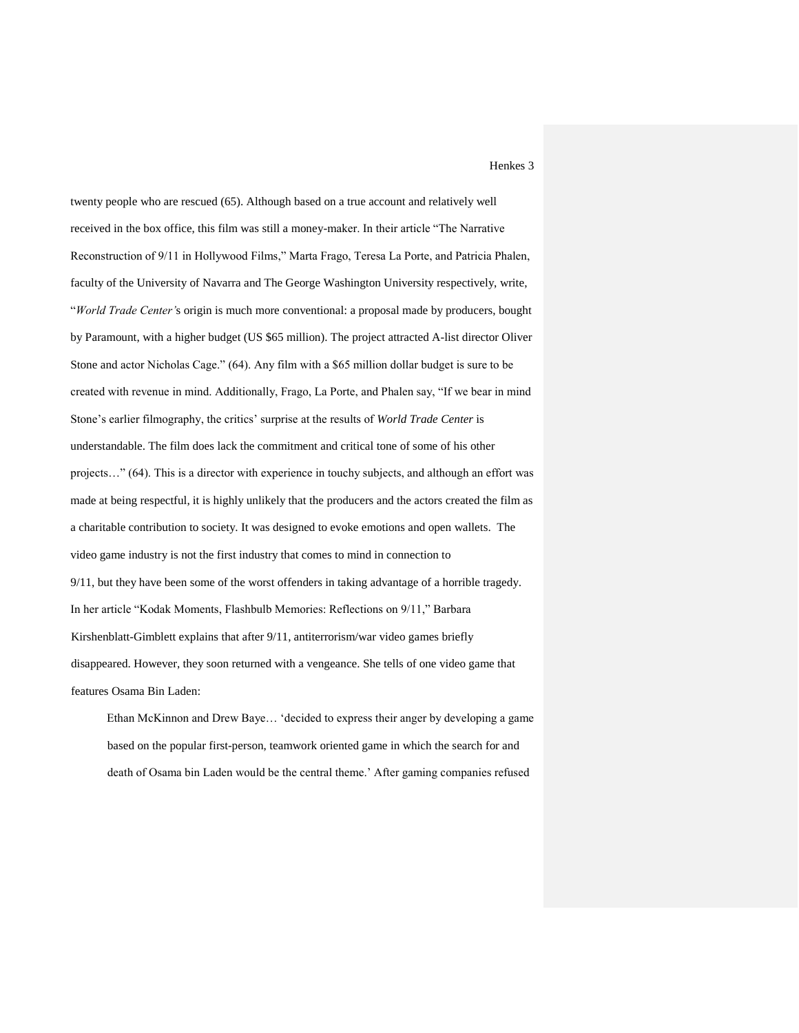twenty people who are rescued (65). Although based on a true account and relatively well received in the box office, this film was still a money-maker. In their article "The Narrative Reconstruction of 9/11 in Hollywood Films," Marta Frago, Teresa La Porte, and Patricia Phalen, faculty of the University of Navarra and The George Washington University respectively, write, "*World Trade Center'*s origin is much more conventional: a proposal made by producers, bought by Paramount, with a higher budget (US $65 million). The project attracted A-list director Oliver Stone and actor Nicholas Cage." (64). Any film with a $65 million dollar budget is sure to be created with revenue in mind. Additionally, Frago, La Porte, and Phalen say, "If we bear in mind Stone's earlier filmography, the critics' surprise at the results of *World Trade Center* is understandable. The film does lack the commitment and critical tone of some of his other projects…" (64). This is a director with experience in touchy subjects, and although an effort was made at being respectful, it is highly unlikely that the producers and the actors created the film as a charitable contribution to society. It was designed to evoke emotions and open wallets. The video game industry is not the first industry that comes to mind in connection to 9/11, but they have been some of the worst offenders in taking advantage of a horrible tragedy. In her article "Kodak Moments, Flashbulb Memories: Reflections on 9/11," Barbara Kirshenblatt-Gimblett explains that after 9/11, antiterrorism/war video games briefly disappeared. However, they soon returned with a vengeance. She tells of one video game that features Osama Bin Laden:

> Ethan McKinnon and Drew Baye… 'decided to express their anger by developing a game based on the popular first-person, teamwork oriented game in which the search for and death of Osama bin Laden would be the central theme.' After gaming companies refused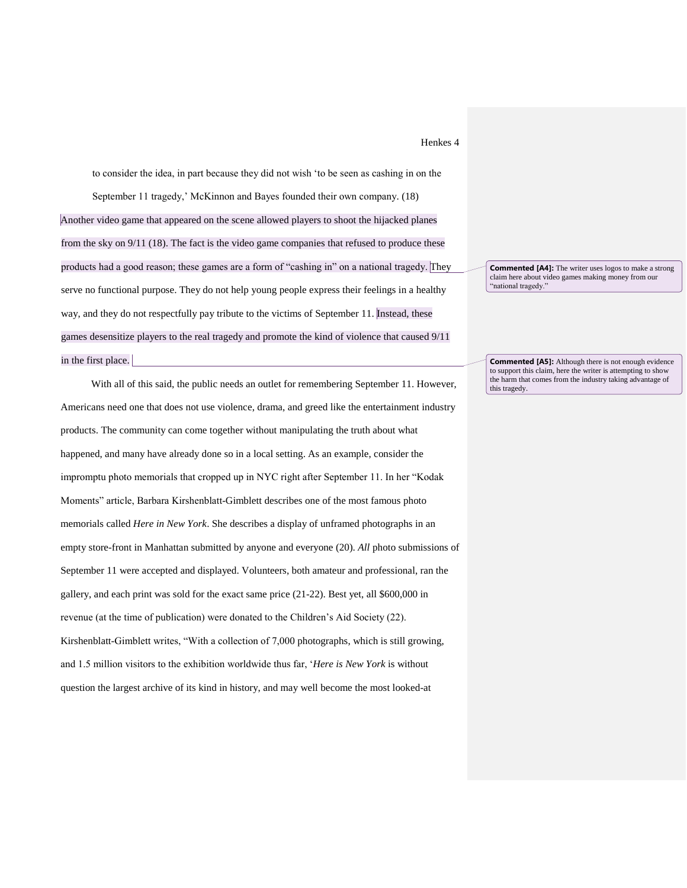to consider the idea, in part because they did not wish 'to be seen as cashing in on the September 11 tragedy,' McKinnon and Bayes founded their own company. (18)

Another video game that appeared on the scene allowed players to shoot the hijacked planes from the sky on 9/11 (18). The fact is the video game companies that refused to produce these products had a good reason; these games are a form of "cashing in" on a national tragedy. They serve no functional purpose. They do not help young people express their feelings in a healthy way, and they do not respectfully pay tribute to the victims of September 11. Instead, these games desensitize players to the real tragedy and promote the kind of violence that caused 9/11 in the first place.

With all of this said, the public needs an outlet for remembering September 11. However, Americans need one that does not use violence, drama, and greed like the entertainment industry products. The community can come together without manipulating the truth about what happened, and many have already done so in a local setting. As an example, consider the impromptu photo memorials that cropped up in NYC right after September 11. In her "Kodak Moments" article, Barbara Kirshenblatt-Gimblett describes one of the most famous photo memorials called *Here in New York*. She describes a display of unframed photographs in an empty store-front in Manhattan submitted by anyone and everyone (20). *All* photo submissions of September 11 were accepted and displayed. Volunteers, both amateur and professional, ran the gallery, and each print was sold for the exact same price (21-22). Best yet, all $600,000 in revenue (at the time of publication) were donated to the Children's Aid Society (22). Kirshenblatt-Gimblett writes, "With a collection of 7,000 photographs, which is still growing, and 1.5 million visitors to the exhibition worldwide thus far, '*Here is New York* is without question the largest archive of its kind in history, and may well become the most looked-at

**Commented [A4]:** The writer uses logos to make a strong claim here about video games making money from our "national tragedy."

**Commented [A5]:** Although there is not enough evidence to support this claim, here the writer is attempting to show the harm that comes from the industry taking advantage of this tragedy.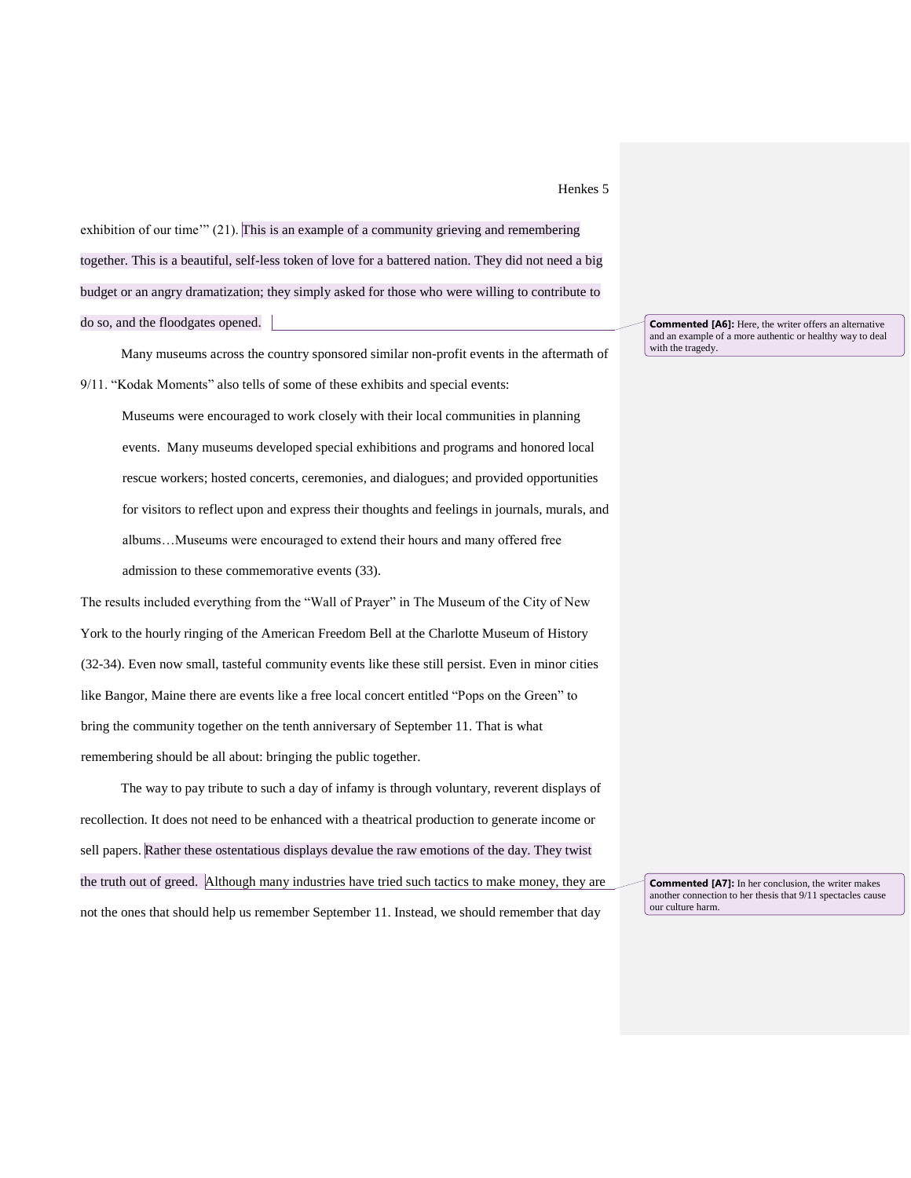exhibition of our time'" (21). This is an example of a community grieving and remembering together. This is a beautiful, self-less token of love for a battered nation. They did not need a big budget or an angry dramatization; they simply asked for those who were willing to contribute to do so, and the floodgates opened.

> **Commented [A6]:** Here, the writer offers an alternative and an example of a more authentic or healthy way to deal with the tragedy.

Many museums across the country sponsored similar non-profit events in the aftermath of 9/11. "Kodak Moments" also tells of some of these exhibits and special events:

> Museums were encouraged to work closely with their local communities in planning events. Many museums developed special exhibitions and programs and honored local rescue workers; hosted concerts, ceremonies, and dialogues; and provided opportunities for visitors to reflect upon and express their thoughts and feelings in journals, murals, and albums…Museums were encouraged to extend their hours and many offered free admission to these commemorative events (33).

The results included everything from the "Wall of Prayer" in The Museum of the City of New York to the hourly ringing of the American Freedom Bell at the Charlotte Museum of History (32-34). Even now small, tasteful community events like these still persist. Even in minor cities like Bangor, Maine there are events like a free local concert entitled "Pops on the Green" to bring the community together on the tenth anniversary of September 11. That is what remembering should be all about: bringing the public together.

The way to pay tribute to such a day of infamy is through voluntary, reverent displays of recollection. It does not need to be enhanced with a theatrical production to generate income or sell papers. Rather these ostentatious displays devalue the raw emotions of the day. They twist the truth out of greed. Although many industries have tried such tactics to make money, they are not the ones that should help us remember September 11. Instead, we should remember that day

> **Commented [A7]:** In her conclusion, the writer makes another connection to her thesis that 9/11 spectacles cause our culture harm.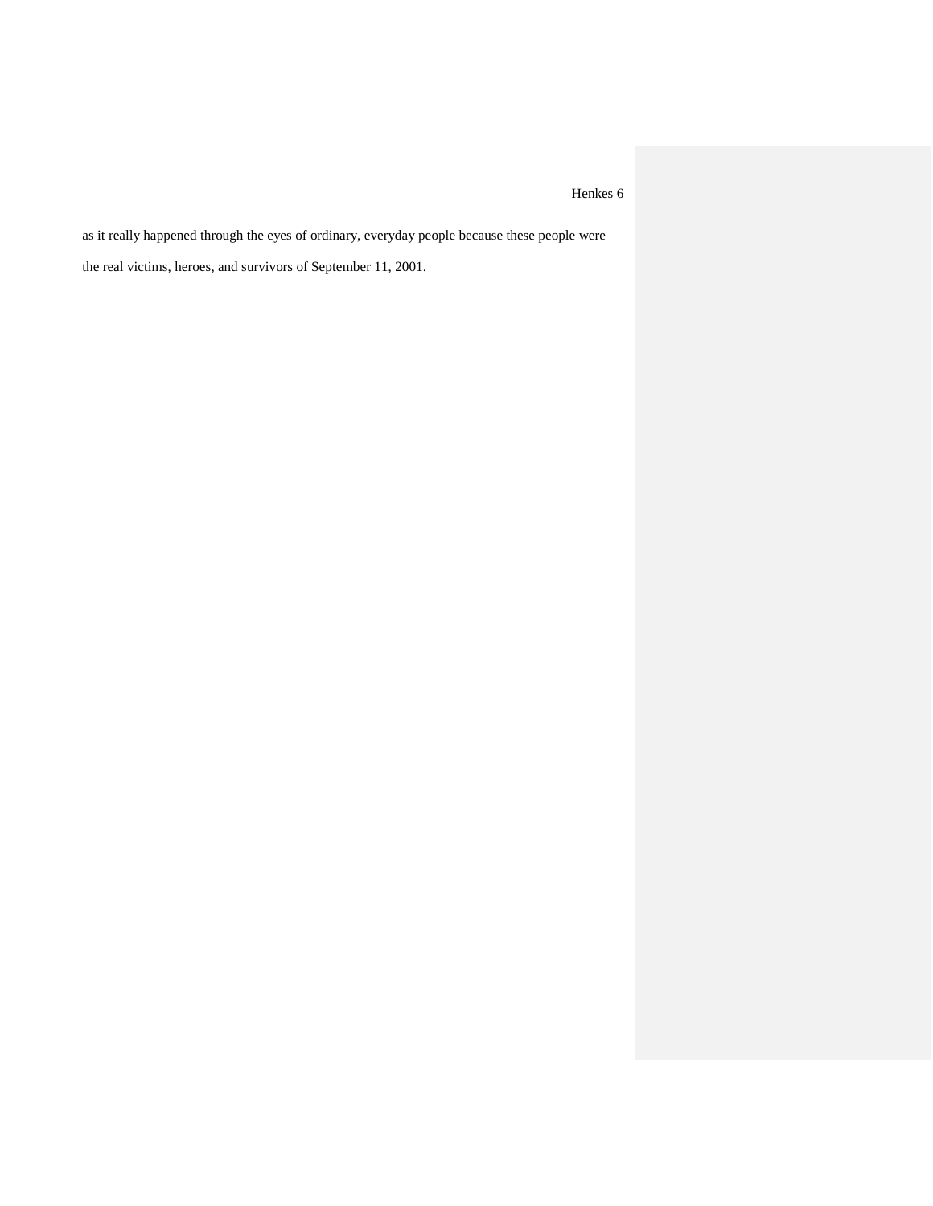as it really happened through the eyes of ordinary, everyday people because these people were the real victims, heroes, and survivors of September 11, 2001.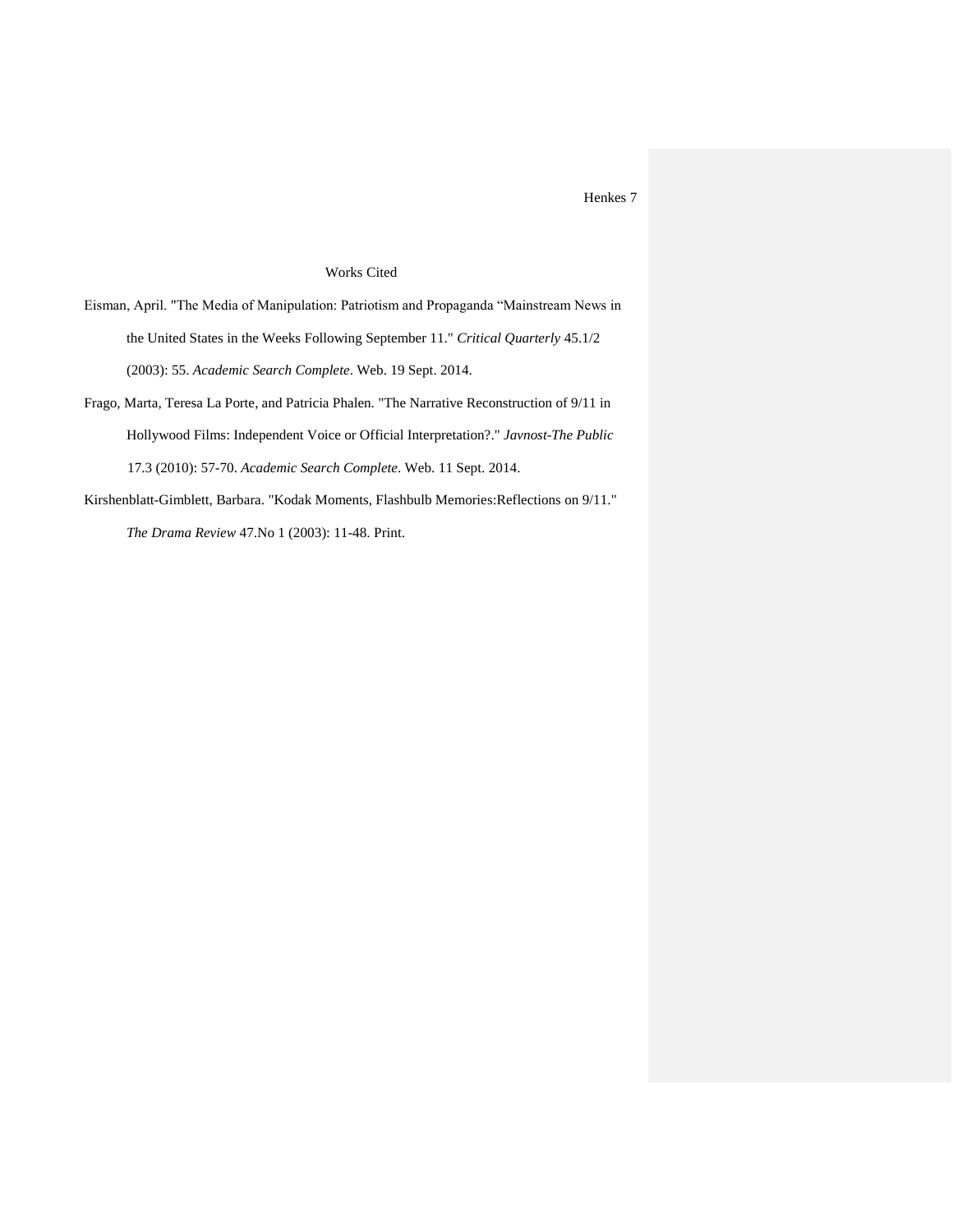# Works Cited

Eisman, April. "The Media of Manipulation: Patriotism and Propaganda "Mainstream News in the United States in the Weeks Following September 11." *Critical Quarterly* 45.1/2 (2003): 55. *Academic Search Complete*. Web. 19 Sept. 2014.

Frago, Marta, Teresa La Porte, and Patricia Phalen. "The Narrative Reconstruction of 9/11 in Hollywood Films: Independent Voice or Official Interpretation?." *Javnost-The Public* 17.3 (2010): 57-70. *Academic Search Complete*. Web. 11 Sept. 2014.

Kirshenblatt-Gimblett, Barbara. "Kodak Moments, Flashbulb Memories:Reflections on 9/11." *The Drama Review* 47.No 1 (2003): 11-48. Print.